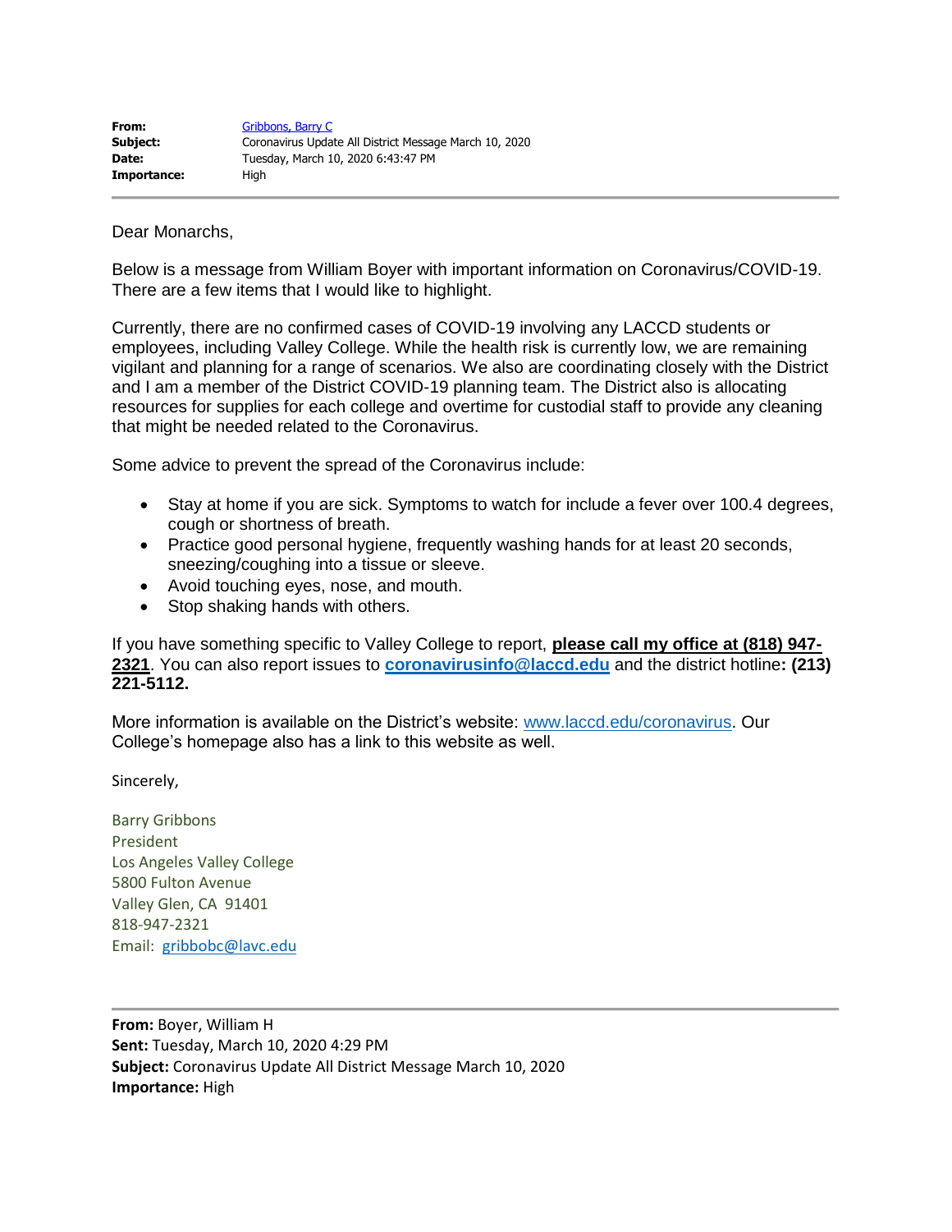| | |
|---|---|
| **From:** | Gribbons, Barry C |
| **Subject:** | Coronavirus Update All District Message March 10, 2020 |
| **Date:** | Tuesday, March 10, 2020 6:43:47 PM |
| **Importance:** | High |

---

Dear Monarchs,

Below is a message from William Boyer with important information on Coronavirus/COVID-19. There are a few items that I would like to highlight.

Currently, there are no confirmed cases of COVID-19 involving any LACCD students or employees, including Valley College. While the health risk is currently low, we are remaining vigilant and planning for a range of scenarios. We also are coordinating closely with the District and I am a member of the District COVID-19 planning team. The District also is allocating resources for supplies for each college and overtime for custodial staff to provide any cleaning that might be needed related to the Coronavirus.

Some advice to prevent the spread of the Coronavirus include:

- Stay at home if you are sick. Symptoms to watch for include a fever over 100.4 degrees, cough or shortness of breath.
- Practice good personal hygiene, frequently washing hands for at least 20 seconds, sneezing/coughing into a tissue or sleeve.
- Avoid touching eyes, nose, and mouth.
- Stop shaking hands with others.

If you have something specific to Valley College to report, **please call my office at (818) 947-2321**. You can also report issues to **coronavirusinfo@laccd.edu** and the district hotline**: (213) 221-5112.**

More information is available on the District's website: www.laccd.edu/coronavirus. Our College's homepage also has a link to this website as well.

Sincerely,

Barry Gribbons
President
Los Angeles Valley College
5800 Fulton Avenue
Valley Glen, CA 91401
818-947-2321
Email: gribbobc@lavc.edu

---

**From:** Boyer, William H
**Sent:** Tuesday, March 10, 2020 4:29 PM
**Subject:** Coronavirus Update All District Message March 10, 2020
**Importance:** High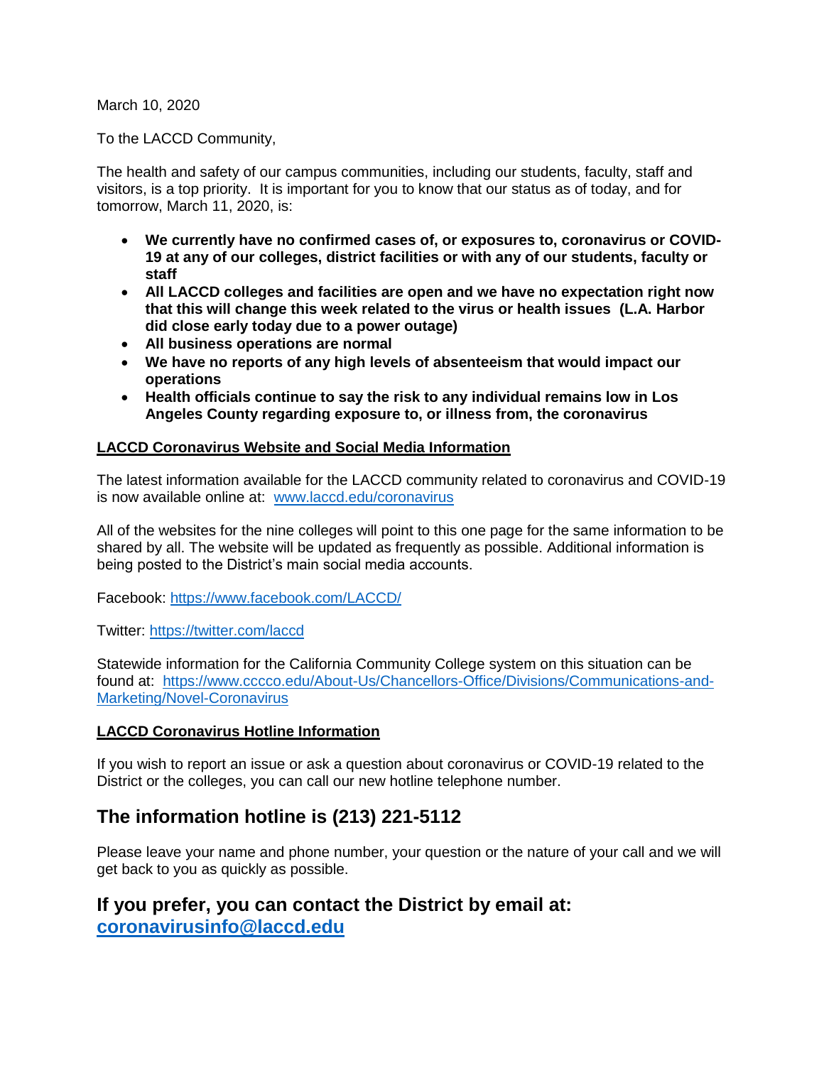March 10, 2020

To the LACCD Community,

The health and safety of our campus communities, including our students, faculty, staff and visitors, is a top priority. It is important for you to know that our status as of today, and for tomorrow, March 11, 2020, is:

- **We currently have no confirmed cases of, or exposures to, coronavirus or COVID-19 at any of our colleges, district facilities or with any of our students, faculty or staff**
- **All LACCD colleges and facilities are open and we have no expectation right now that this will change this week related to the virus or health issues (L.A. Harbor did close early today due to a power outage)**
- **All business operations are normal**
- **We have no reports of any high levels of absenteeism that would impact our operations**
- **Health officials continue to say the risk to any individual remains low in Los Angeles County regarding exposure to, or illness from, the coronavirus**

**LACCD Coronavirus Website and Social Media Information**

The latest information available for the LACCD community related to coronavirus and COVID-19 is now available online at: [www.laccd.edu/coronavirus](www.laccd.edu/coronavirus)

All of the websites for the nine colleges will point to this one page for the same information to be shared by all. The website will be updated as frequently as possible. Additional information is being posted to the District's main social media accounts.

Facebook: https://www.facebook.com/LACCD/

Twitter: https://twitter.com/laccd

Statewide information for the California Community College system on this situation can be found at: https://www.cccco.edu/About-Us/Chancellors-Office/Divisions/Communications-and-Marketing/Novel-Coronavirus

**LACCD Coronavirus Hotline Information**

If you wish to report an issue or ask a question about coronavirus or COVID-19 related to the District or the colleges, you can call our new hotline telephone number.

## The information hotline is (213) 221-5112

Please leave your name and phone number, your question or the nature of your call and we will get back to you as quickly as possible.

## If you prefer, you can contact the District by email at: coronavirusinfo@laccd.edu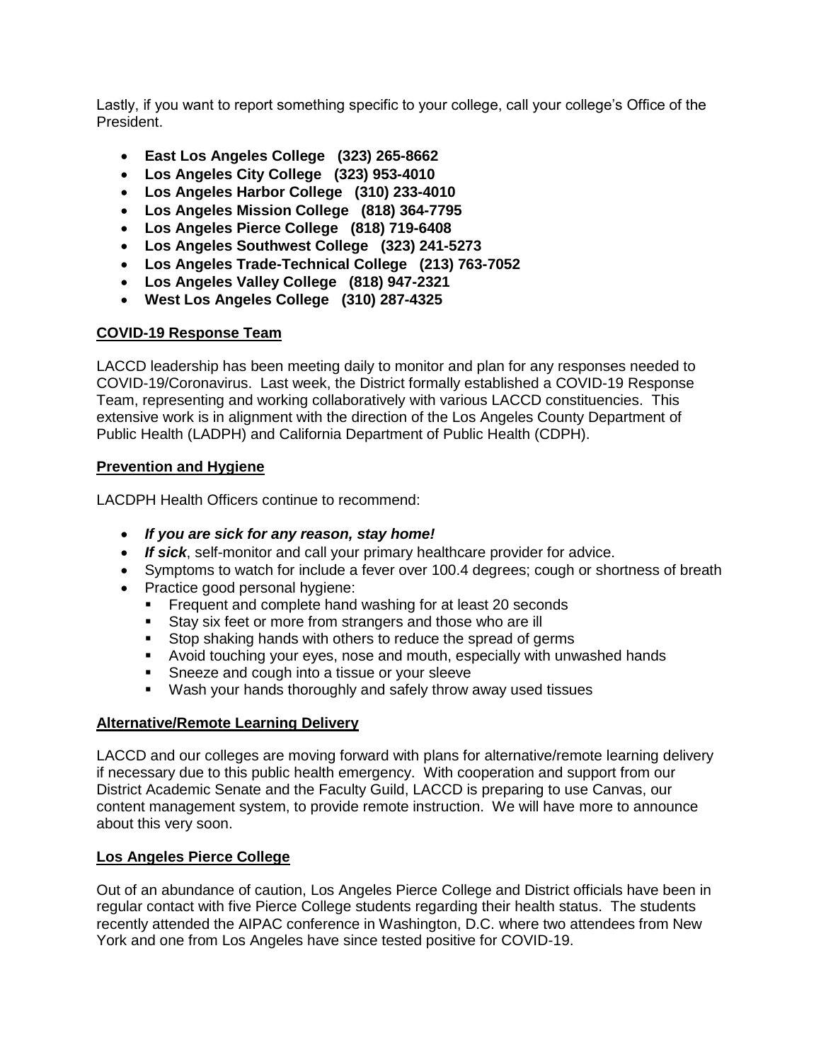Lastly, if you want to report something specific to your college, call your college's Office of the President.

- **East Los Angeles College (323) 265-8662**
- **Los Angeles City College (323) 953-4010**
- **Los Angeles Harbor College (310) 233-4010**
- **Los Angeles Mission College (818) 364-7795**
- **Los Angeles Pierce College (818) 719-6408**
- **Los Angeles Southwest College (323) 241-5273**
- **Los Angeles Trade-Technical College (213) 763-7052**
- **Los Angeles Valley College (818) 947-2321**
- **West Los Angeles College (310) 287-4325**

**COVID-19 Response Team**

LACCD leadership has been meeting daily to monitor and plan for any responses needed to COVID-19/Coronavirus. Last week, the District formally established a COVID-19 Response Team, representing and working collaboratively with various LACCD constituencies. This extensive work is in alignment with the direction of the Los Angeles County Department of Public Health (LADPH) and California Department of Public Health (CDPH).

**Prevention and Hygiene**

LACDPH Health Officers continue to recommend:

- ***If you are sick for any reason, stay home!***
- ***If sick***, self-monitor and call your primary healthcare provider for advice.
- Symptoms to watch for include a fever over 100.4 degrees; cough or shortness of breath
- Practice good personal hygiene:
  - Frequent and complete hand washing for at least 20 seconds
  - Stay six feet or more from strangers and those who are ill
  - Stop shaking hands with others to reduce the spread of germs
  - Avoid touching your eyes, nose and mouth, especially with unwashed hands
  - Sneeze and cough into a tissue or your sleeve
  - Wash your hands thoroughly and safely throw away used tissues

**Alternative/Remote Learning Delivery**

LACCD and our colleges are moving forward with plans for alternative/remote learning delivery if necessary due to this public health emergency. With cooperation and support from our District Academic Senate and the Faculty Guild, LACCD is preparing to use Canvas, our content management system, to provide remote instruction. We will have more to announce about this very soon.

**Los Angeles Pierce College**

Out of an abundance of caution, Los Angeles Pierce College and District officials have been in regular contact with five Pierce College students regarding their health status. The students recently attended the AIPAC conference in Washington, D.C. where two attendees from New York and one from Los Angeles have since tested positive for COVID-19.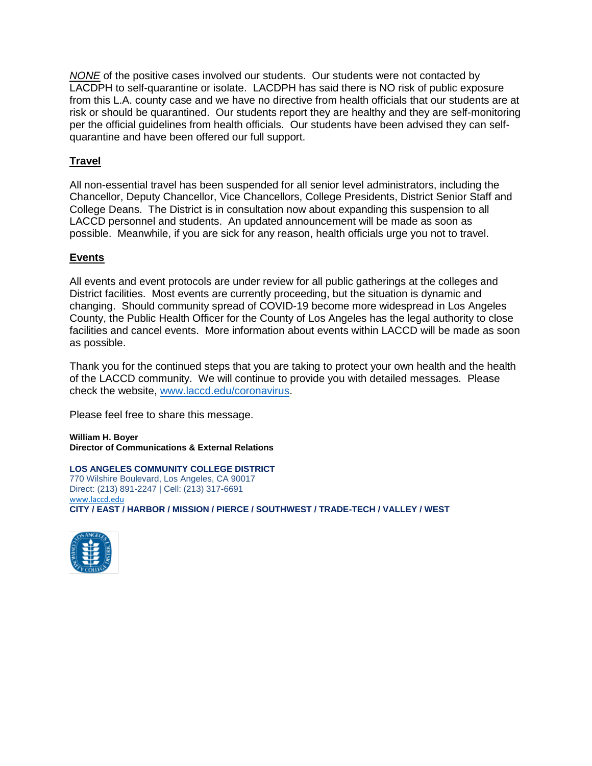*NONE* of the positive cases involved our students. Our students were not contacted by LACDPH to self-quarantine or isolate. LACDPH has said there is NO risk of public exposure from this L.A. county case and we have no directive from health officials that our students are at risk or should be quarantined. Our students report they are healthy and they are self-monitoring per the official guidelines from health officials. Our students have been advised they can self-quarantine and have been offered our full support.

## Travel

All non-essential travel has been suspended for all senior level administrators, including the Chancellor, Deputy Chancellor, Vice Chancellors, College Presidents, District Senior Staff and College Deans. The District is in consultation now about expanding this suspension to all LACCD personnel and students. An updated announcement will be made as soon as possible. Meanwhile, if you are sick for any reason, health officials urge you not to travel.

## Events

All events and event protocols are under review for all public gatherings at the colleges and District facilities. Most events are currently proceeding, but the situation is dynamic and changing. Should community spread of COVID-19 become more widespread in Los Angeles County, the Public Health Officer for the County of Los Angeles has the legal authority to close facilities and cancel events. More information about events within LACCD will be made as soon as possible.

Thank you for the continued steps that you are taking to protect your own health and the health of the LACCD community. We will continue to provide you with detailed messages. Please check the website, [www.laccd.edu/coronavirus](www.laccd.edu/coronavirus).

Please feel free to share this message.

**William H. Boyer**
**Director of Communications & External Relations**

**LOS ANGELES COMMUNITY COLLEGE DISTRICT**
770 Wilshire Boulevard, Los Angeles, CA 90017
Direct: (213) 891-2247 | Cell: (213) 317-6691
www.laccd.edu
**CITY / EAST / HARBOR / MISSION / PIERCE / SOUTHWEST / TRADE-TECH / VALLEY / WEST**